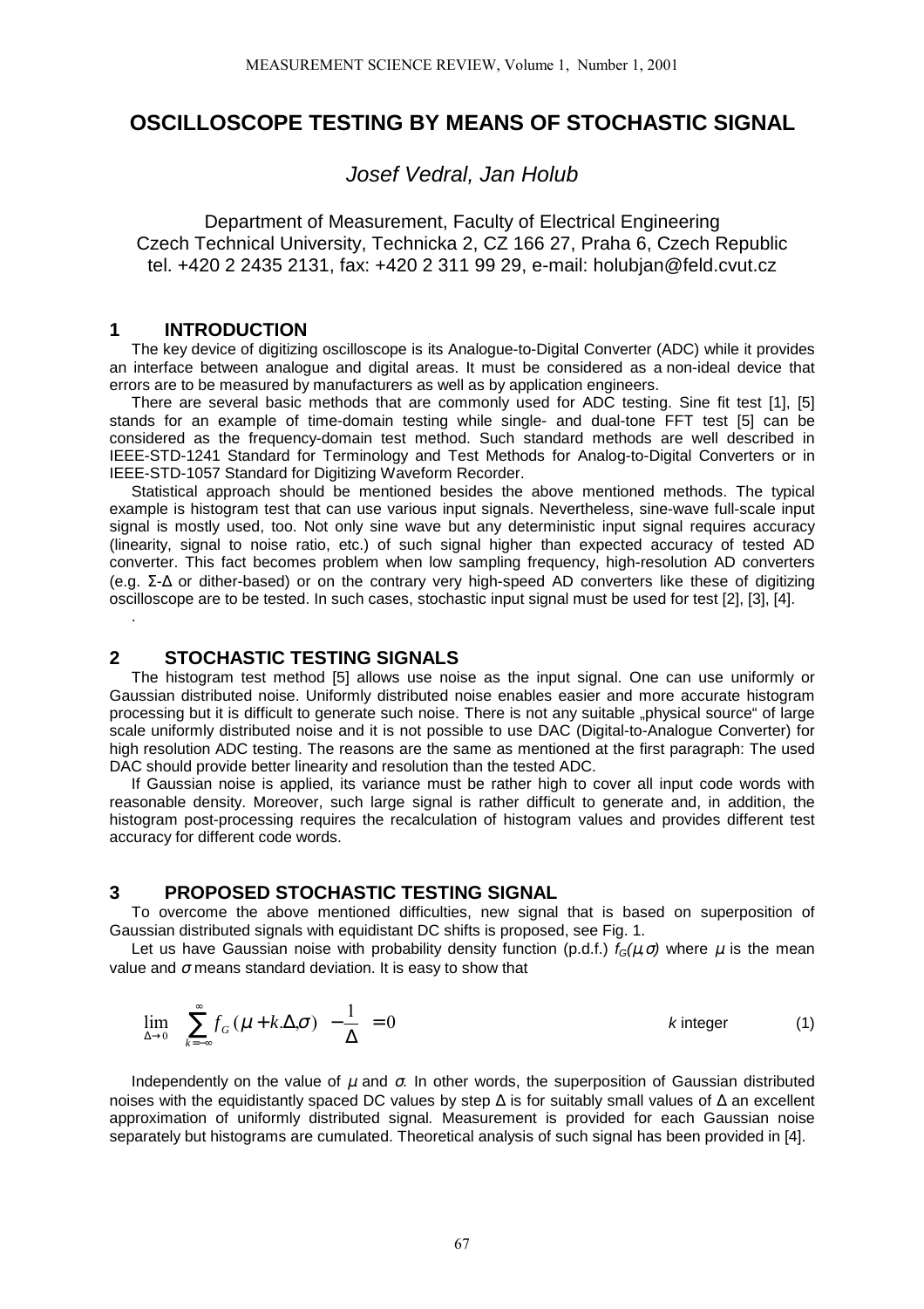# OSCILLOSCOPE TESTING BY MEANS OF STOCHASTIC SIGNAL

*Josef Vedral, Jan Holub*

Department of Measurement, Faculty of Electrical Engineering
Czech Technical University, Technicka 2, CZ 166 27, Praha 6, Czech Republic
tel. +420 2 2435 2131, fax: +420 2 311 99 29, e-mail: holubjan@feld.cvut.cz

## 1 INTRODUCTION

The key device of digitizing oscilloscope is its Analogue-to-Digital Converter (ADC) while it provides an interface between analogue and digital areas. It must be considered as a non-ideal device that errors are to be measured by manufacturers as well as by application engineers.

There are several basic methods that are commonly used for ADC testing. Sine fit test [1], [5] stands for an example of time-domain testing while single- and dual-tone FFT test [5] can be considered as the frequency-domain test method. Such standard methods are well described in IEEE-STD-1241 Standard for Terminology and Test Methods for Analog-to-Digital Converters or in IEEE-STD-1057 Standard for Digitizing Waveform Recorder.

Statistical approach should be mentioned besides the above mentioned methods. The typical example is histogram test that can use various input signals. Nevertheless, sine-wave full-scale input signal is mostly used, too. Not only sine wave but any deterministic input signal requires accuracy (linearity, signal to noise ratio, etc.) of such signal higher than expected accuracy of tested AD converter. This fact becomes problem when low sampling frequency, high-resolution AD converters (e.g. Σ-Δ or dither-based) or on the contrary very high-speed AD converters like these of digitizing oscilloscope are to be tested. In such cases, stochastic input signal must be used for test [2], [3], [4].

.

## 2 STOCHASTIC TESTING SIGNALS

The histogram test method [5] allows use noise as the input signal. One can use uniformly or Gaussian distributed noise. Uniformly distributed noise enables easier and more accurate histogram processing but it is difficult to generate such noise. There is not any suitable „physical source“ of large scale uniformly distributed noise and it is not possible to use DAC (Digital-to-Analogue Converter) for high resolution ADC testing. The reasons are the same as mentioned at the first paragraph: The used DAC should provide better linearity and resolution than the tested ADC.

If Gaussian noise is applied, its variance must be rather high to cover all input code words with reasonable density. Moreover, such large signal is rather difficult to generate and, in addition, the histogram post-processing requires the recalculation of histogram values and provides different test accuracy for different code words.

## 3 PROPOSED STOCHASTIC TESTING SIGNAL

To overcome the above mentioned difficulties, new signal that is based on superposition of Gaussian distributed signals with equidistant DC shifts is proposed, see Fig. 1.

Let us have Gaussian noise with probability density function (p.d.f.) $f_G(\mu,\sigma)$ where $\mu$ is the mean value and $\sigma$ means standard deviation. It is easy to show that

$$\lim_{\Delta \to 0} \left[ \sum_{k=-\infty}^{\infty} f_G(\mu + k.\Delta, \sigma) - \frac{1}{\Delta} \right] = 0 \qquad k \text{ integer} \qquad (1)$$

Independently on the value of $\mu$ and $\sigma$. In other words, the superposition of Gaussian distributed noises with the equidistantly spaced DC values by step Δ is for suitably small values of Δ an excellent approximation of uniformly distributed signal. Measurement is provided for each Gaussian noise separately but histograms are cumulated. Theoretical analysis of such signal has been provided in [4].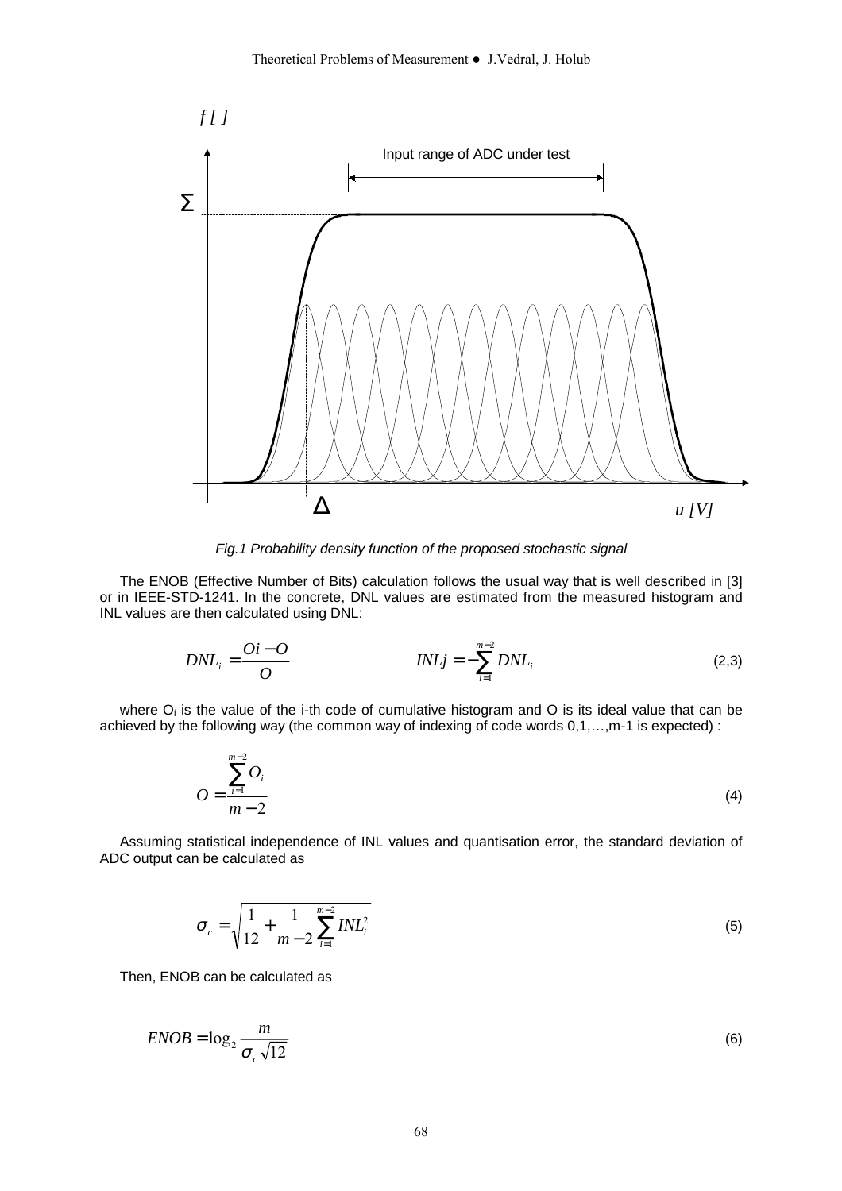*Fig.1 Probability density function of the proposed stochastic signal*

The ENOB (Effective Number of Bits) calculation follows the usual way that is well described in [3] or in IEEE-STD-1241. In the concrete, DNL values are estimated from the measured histogram and INL values are then calculated using DNL:

$$DNL_i = \frac{Oi - O}{O} \qquad\qquad INLj = -\sum_{i=1}^{m-2} DNL_i \tag{2,3}$$

where $O_i$ is the value of the i-th code of cumulative histogram and O is its ideal value that can be achieved by the following way (the common way of indexing of code words 0,1,…,m-1 is expected) :

$$O = \frac{\sum_{i=1}^{m-2} O_i}{m-2} \tag{4}$$

Assuming statistical independence of INL values and quantisation error, the standard deviation of ADC output can be calculated as

$$\sigma_c = \sqrt{\frac{1}{12} + \frac{1}{m-2}\sum_{i=1}^{m-2} INL_i^2} \tag{5}$$

Then, ENOB can be calculated as

$$ENOB = \log_2 \frac{m}{\sigma_c \sqrt{12}} \tag{6}$$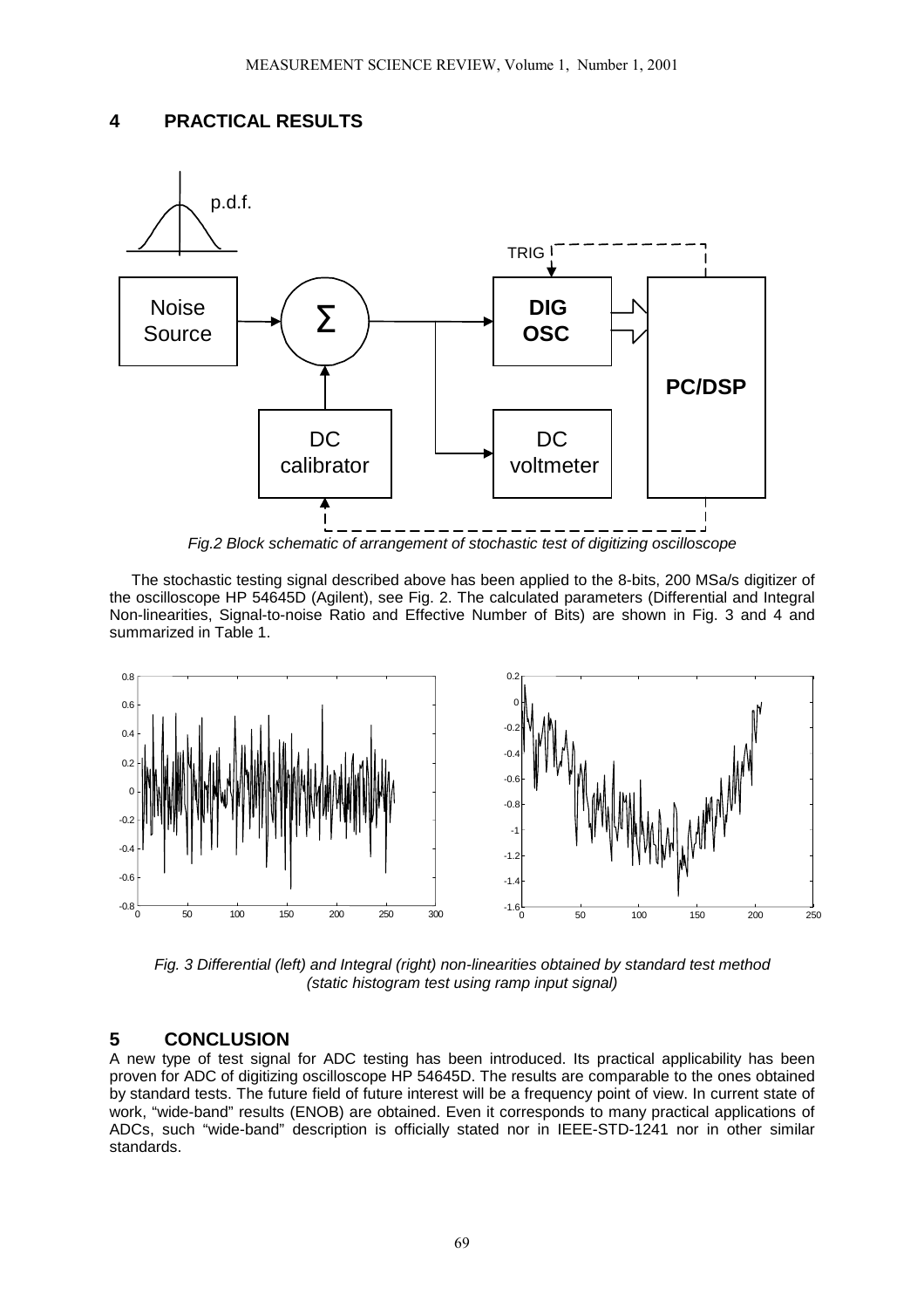## 4 PRACTICAL RESULTS

*Fig.2 Block schematic of arrangement of stochastic test of digitizing oscilloscope*

The stochastic testing signal described above has been applied to the 8-bits, 200 MSa/s digitizer of the oscilloscope HP 54645D (Agilent), see Fig. 2. The calculated parameters (Differential and Integral Non-linearities, Signal-to-noise Ratio and Effective Number of Bits) are shown in Fig. 3 and 4 and summarized in Table 1.

*Fig. 3 Differential (left) and Integral (right) non-linearities obtained by standard test method (static histogram test using ramp input signal)*

## 5 CONCLUSION

A new type of test signal for ADC testing has been introduced. Its practical applicability has been proven for ADC of digitizing oscilloscope HP 54645D. The results are comparable to the ones obtained by standard tests. The future field of future interest will be a frequency point of view. In current state of work, "wide-band" results (ENOB) are obtained. Even it corresponds to many practical applications of ADCs, such "wide-band" description is officially stated nor in IEEE-STD-1241 nor in other similar standards.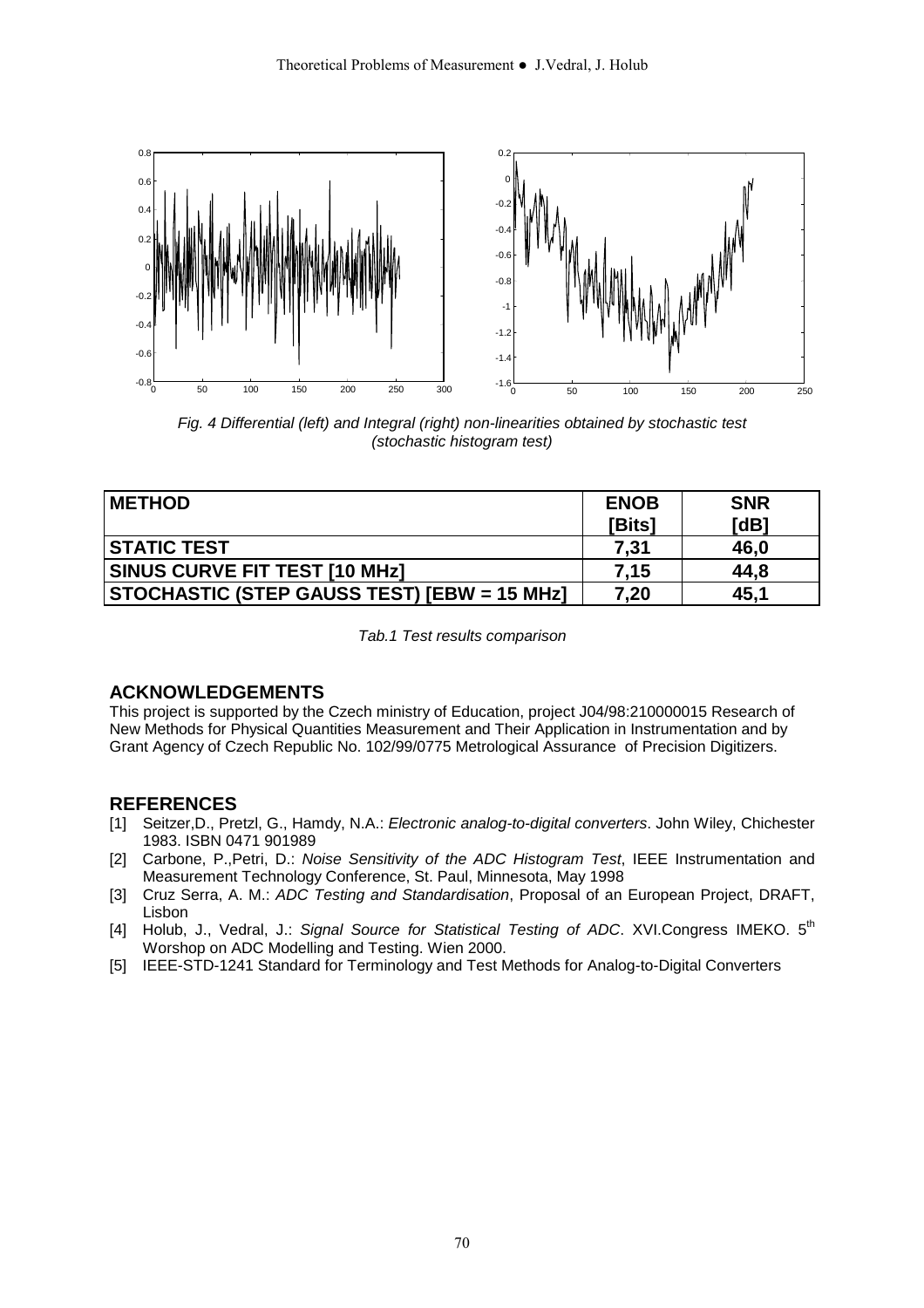0.8
0.6
0.4
0.2
0
-0.2
-0.4
-0.6
-0.8
0 50 100 150 200 250 300

0.2
0
-0.2
-0.4
-0.6
-0.8
-1
-1.2
-1.4
-1.6
0 50 100 150 200 250

*Fig. 4 Differential (left) and Integral (right) non-linearities obtained by stochastic test (stochastic histogram test)*

| METHOD | ENOB [Bits] | SNR [dB] |
|---|---|---|
| STATIC TEST | 7,31 | 46,0 |
| SINUS CURVE FIT TEST [10 MHz] | 7,15 | 44,8 |
| STOCHASTIC (STEP GAUSS TEST) [EBW = 15 MHz] | 7,20 | 45,1 |

*Tab.1 Test results comparison*

## ACKNOWLEDGEMENTS

This project is supported by the Czech ministry of Education, project J04/98:210000015 Research of New Methods for Physical Quantities Measurement and Their Application in Instrumentation and by Grant Agency of Czech Republic No. 102/99/0775 Metrological Assurance of Precision Digitizers.

## REFERENCES

[1] Seitzer,D., Pretzl, G., Hamdy, N.A.: *Electronic analog-to-digital converters*. John Wiley, Chichester 1983. ISBN 0471 901989

[2] Carbone, P.,Petri, D.: *Noise Sensitivity of the ADC Histogram Test*, IEEE Instrumentation and Measurement Technology Conference, St. Paul, Minnesota, May 1998

[3] Cruz Serra, A. M.: *ADC Testing and Standardisation*, Proposal of an European Project, DRAFT, Lisbon

[4] Holub, J., Vedral, J.: *Signal Source for Statistical Testing of ADC*. XVI.Congress IMEKO. 5th Worshop on ADC Modelling and Testing. Wien 2000.

[5] IEEE-STD-1241 Standard for Terminology and Test Methods for Analog-to-Digital Converters